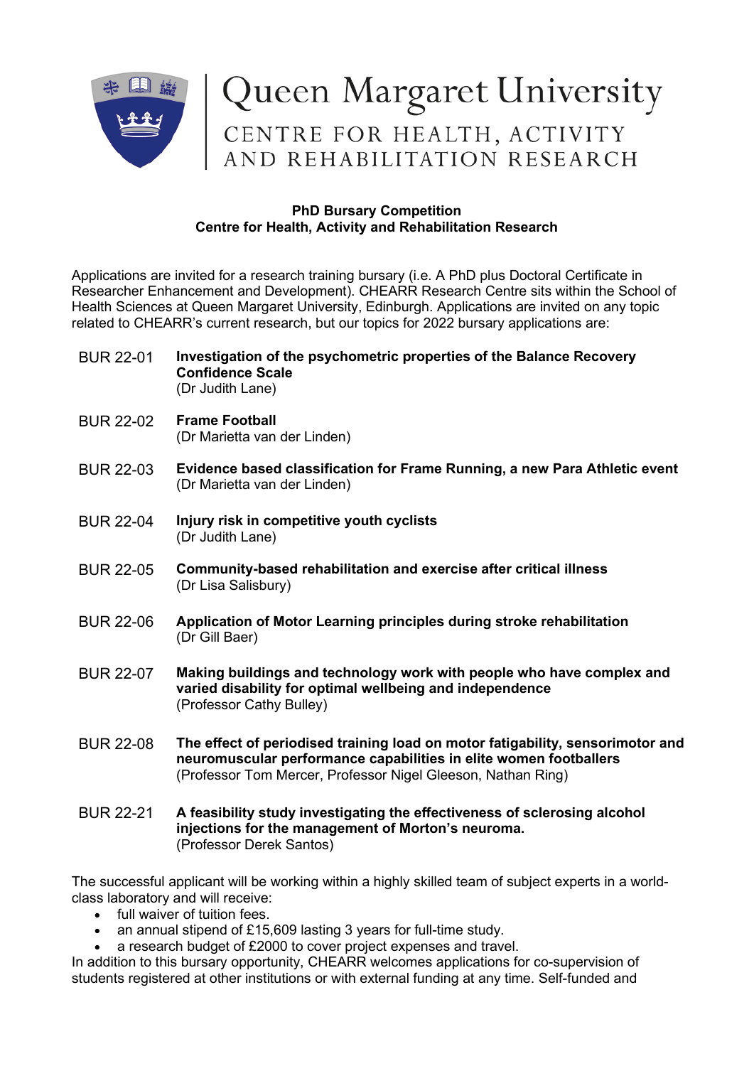# Queen Margaret University

## CENTRE FOR HEALTH, ACTIVITY AND REHABILITATION RESEARCH

**PhD Bursary Competition**
**Centre for Health, Activity and Rehabilitation Research**

Applications are invited for a research training bursary (i.e. A PhD plus Doctoral Certificate in Researcher Enhancement and Development). CHEARR Research Centre sits within the School of Health Sciences at Queen Margaret University, Edinburgh. Applications are invited on any topic related to CHEARR's current research, but our topics for 2022 bursary applications are:

BUR 22-01 **Investigation of the psychometric properties of the Balance Recovery Confidence Scale**
(Dr Judith Lane)

BUR 22-02 **Frame Football**
(Dr Marietta van der Linden)

BUR 22-03 **Evidence based classification for Frame Running, a new Para Athletic event**
(Dr Marietta van der Linden)

BUR 22-04 **Injury risk in competitive youth cyclists**
(Dr Judith Lane)

BUR 22-05 **Community-based rehabilitation and exercise after critical illness**
(Dr Lisa Salisbury)

BUR 22-06 **Application of Motor Learning principles during stroke rehabilitation**
(Dr Gill Baer)

BUR 22-07 **Making buildings and technology work with people who have complex and varied disability for optimal wellbeing and independence**
(Professor Cathy Bulley)

BUR 22-08 **The effect of periodised training load on motor fatigability, sensorimotor and neuromuscular performance capabilities in elite women footballers**
(Professor Tom Mercer, Professor Nigel Gleeson, Nathan Ring)

BUR 22-21 **A feasibility study investigating the effectiveness of sclerosing alcohol injections for the management of Morton's neuroma.**
(Professor Derek Santos)

The successful applicant will be working within a highly skilled team of subject experts in a world-class laboratory and will receive:

- full waiver of tuition fees.
- an annual stipend of £15,609 lasting 3 years for full-time study.
- a research budget of £2000 to cover project expenses and travel.

In addition to this bursary opportunity, CHEARR welcomes applications for co-supervision of students registered at other institutions or with external funding at any time. Self-funded and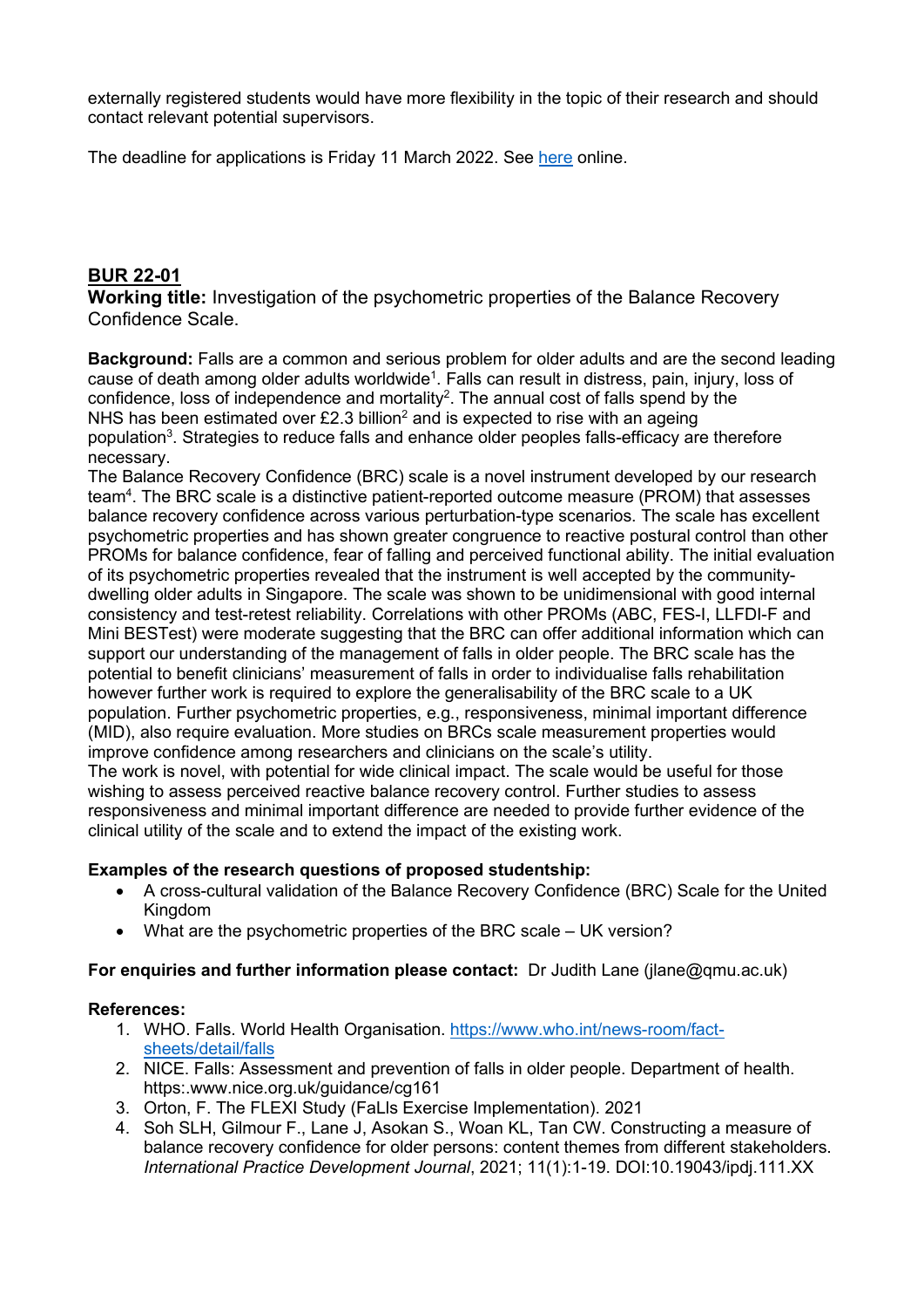externally registered students would have more flexibility in the topic of their research and should contact relevant potential supervisors.

The deadline for applications is Friday 11 March 2022. See [here](#) online.

## BUR 22-01

**Working title:** Investigation of the psychometric properties of the Balance Recovery Confidence Scale.

**Background:** Falls are a common and serious problem for older adults and are the second leading cause of death among older adults worldwide[1]. Falls can result in distress, pain, injury, loss of confidence, loss of independence and mortality[2]. The annual cost of falls spend by the NHS has been estimated over £2.3 billion[2] and is expected to rise with an ageing population[3]. Strategies to reduce falls and enhance older peoples falls-efficacy are therefore necessary.

The Balance Recovery Confidence (BRC) scale is a novel instrument developed by our research team[4]. The BRC scale is a distinctive patient-reported outcome measure (PROM) that assesses balance recovery confidence across various perturbation-type scenarios. The scale has excellent psychometric properties and has shown greater congruence to reactive postural control than other PROMs for balance confidence, fear of falling and perceived functional ability. The initial evaluation of its psychometric properties revealed that the instrument is well accepted by the community-dwelling older adults in Singapore. The scale was shown to be unidimensional with good internal consistency and test-retest reliability. Correlations with other PROMs (ABC, FES-I, LLFDI-F and Mini BESTest) were moderate suggesting that the BRC can offer additional information which can support our understanding of the management of falls in older people. The BRC scale has the potential to benefit clinicians' measurement of falls in order to individualise falls rehabilitation however further work is required to explore the generalisability of the BRC scale to a UK population. Further psychometric properties, e.g., responsiveness, minimal important difference (MID), also require evaluation. More studies on BRCs scale measurement properties would improve confidence among researchers and clinicians on the scale's utility.

The work is novel, with potential for wide clinical impact. The scale would be useful for those wishing to assess perceived reactive balance recovery control. Further studies to assess responsiveness and minimal important difference are needed to provide further evidence of the clinical utility of the scale and to extend the impact of the existing work.

**Examples of the research questions of proposed studentship:**

- A cross-cultural validation of the Balance Recovery Confidence (BRC) Scale for the United Kingdom
- What are the psychometric properties of the BRC scale – UK version?

**For enquiries and further information please contact:** Dr Judith Lane (jlane@qmu.ac.uk)

**References:**

1. WHO. Falls. World Health Organisation. https://www.who.int/news-room/fact-sheets/detail/falls
2. NICE. Falls: Assessment and prevention of falls in older people. Department of health. https:.www.nice.org.uk/guidance/cg161
3. Orton, F. The FLEXI Study (FaLls Exercise Implementation). 2021
4. Soh SLH, Gilmour F., Lane J, Asokan S., Woan KL, Tan CW. Constructing a measure of balance recovery confidence for older persons: content themes from different stakeholders. *International Practice Development Journal*, 2021; 11(1):1-19. DOI:10.19043/ipdj.111.XX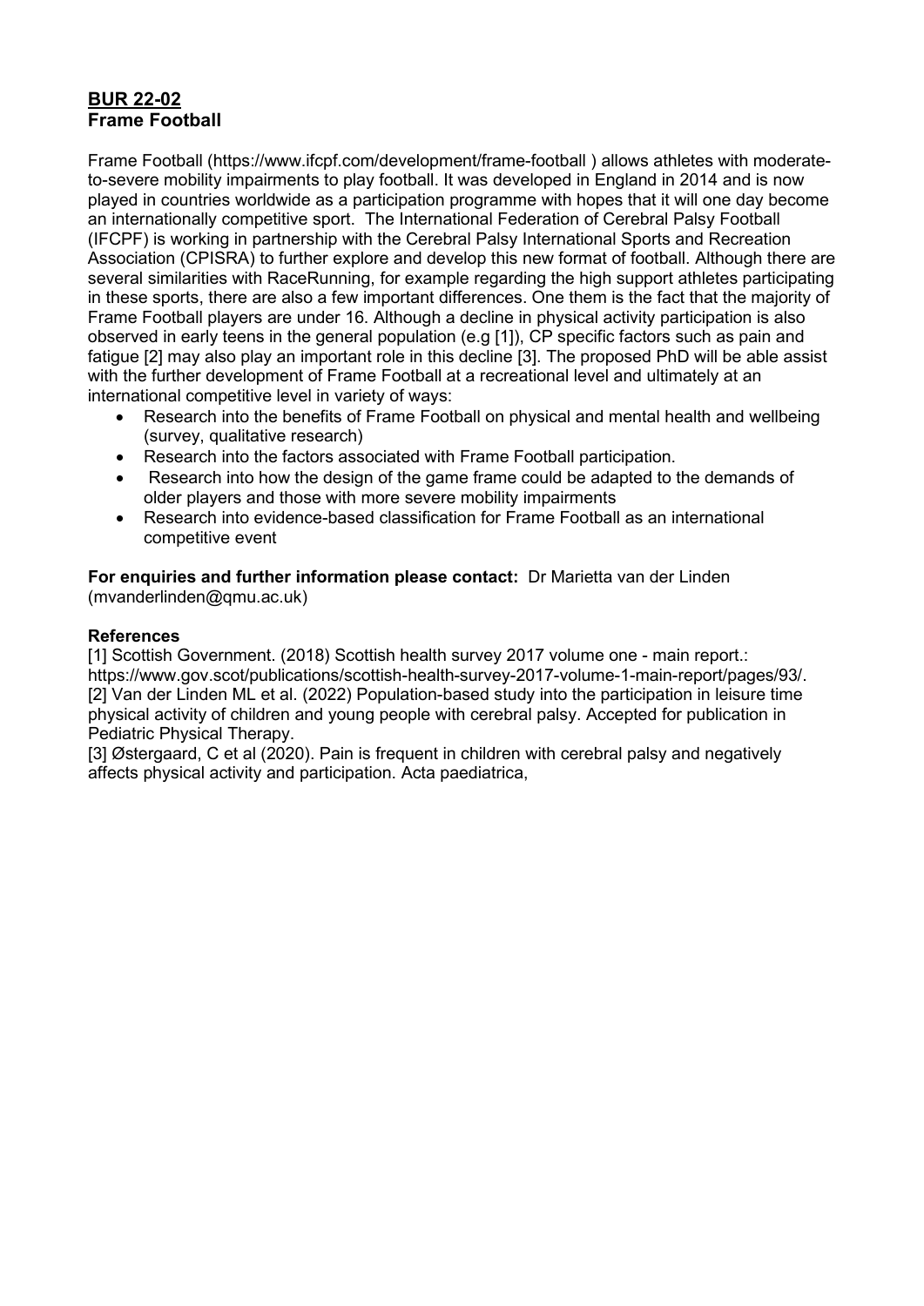**BUR 22-02**
**Frame Football**

Frame Football (https://www.ifcpf.com/development/frame-football ) allows athletes with moderate-to-severe mobility impairments to play football. It was developed in England in 2014 and is now played in countries worldwide as a participation programme with hopes that it will one day become an internationally competitive sport. The International Federation of Cerebral Palsy Football (IFCPF) is working in partnership with the Cerebral Palsy International Sports and Recreation Association (CPISRA) to further explore and develop this new format of football. Although there are several similarities with RaceRunning, for example regarding the high support athletes participating in these sports, there are also a few important differences. One them is the fact that the majority of Frame Football players are under 16. Although a decline in physical activity participation is also observed in early teens in the general population (e.g [1]), CP specific factors such as pain and fatigue [2] may also play an important role in this decline [3]. The proposed PhD will be able assist with the further development of Frame Football at a recreational level and ultimately at an international competitive level in variety of ways:

- Research into the benefits of Frame Football on physical and mental health and wellbeing (survey, qualitative research)
- Research into the factors associated with Frame Football participation.
- Research into how the design of the game frame could be adapted to the demands of older players and those with more severe mobility impairments
- Research into evidence-based classification for Frame Football as an international competitive event

**For enquiries and further information please contact:** Dr Marietta van der Linden (mvanderlinden@qmu.ac.uk)

**References**

[1] Scottish Government. (2018) Scottish health survey 2017 volume one - main report.: https://www.gov.scot/publications/scottish-health-survey-2017-volume-1-main-report/pages/93/.
[2] Van der Linden ML et al. (2022) Population-based study into the participation in leisure time physical activity of children and young people with cerebral palsy. Accepted for publication in Pediatric Physical Therapy.
[3] Østergaard, C et al (2020). Pain is frequent in children with cerebral palsy and negatively affects physical activity and participation. Acta paediatrica,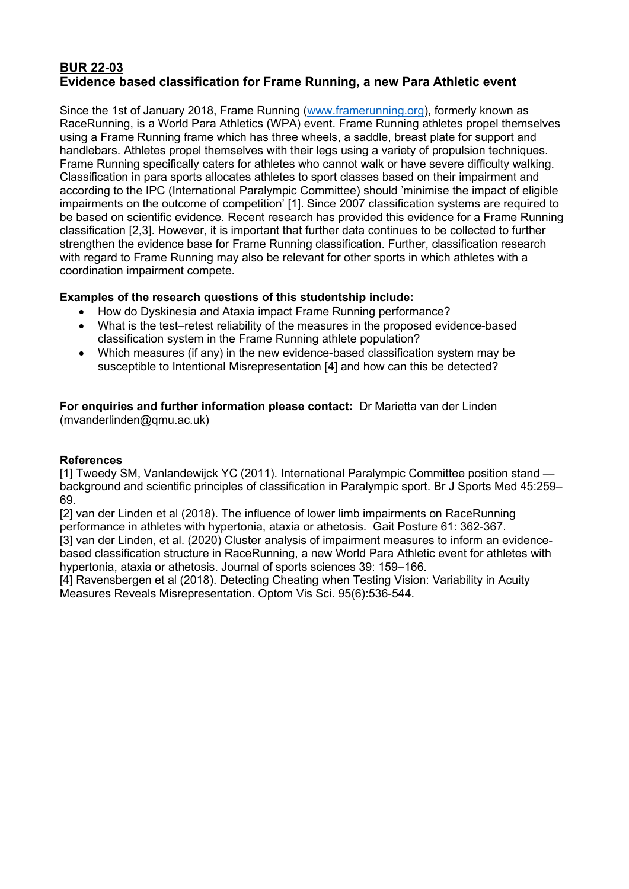## BUR 22-03

## Evidence based classification for Frame Running, a new Para Athletic event

Since the 1st of January 2018, Frame Running (www.framerunning.org), formerly known as RaceRunning, is a World Para Athletics (WPA) event. Frame Running athletes propel themselves using a Frame Running frame which has three wheels, a saddle, breast plate for support and handlebars. Athletes propel themselves with their legs using a variety of propulsion techniques. Frame Running specifically caters for athletes who cannot walk or have severe difficulty walking. Classification in para sports allocates athletes to sport classes based on their impairment and according to the IPC (International Paralympic Committee) should 'minimise the impact of eligible impairments on the outcome of competition' [1]. Since 2007 classification systems are required to be based on scientific evidence. Recent research has provided this evidence for a Frame Running classification [2,3]. However, it is important that further data continues to be collected to further strengthen the evidence base for Frame Running classification. Further, classification research with regard to Frame Running may also be relevant for other sports in which athletes with a coordination impairment compete.

**Examples of the research questions of this studentship include:**

- How do Dyskinesia and Ataxia impact Frame Running performance?
- What is the test–retest reliability of the measures in the proposed evidence-based classification system in the Frame Running athlete population?
- Which measures (if any) in the new evidence-based classification system may be susceptible to Intentional Misrepresentation [4] and how can this be detected?

**For enquiries and further information please contact:** Dr Marietta van der Linden (mvanderlinden@qmu.ac.uk)

**References**

[1] Tweedy SM, Vanlandewijck YC (2011). International Paralympic Committee position stand — background and scientific principles of classification in Paralympic sport. Br J Sports Med 45:259–69.

[2] van der Linden et al (2018). The influence of lower limb impairments on RaceRunning performance in athletes with hypertonia, ataxia or athetosis. Gait Posture 61: 362-367.

[3] van der Linden, et al. (2020) Cluster analysis of impairment measures to inform an evidence-based classification structure in RaceRunning, a new World Para Athletic event for athletes with hypertonia, ataxia or athetosis. Journal of sports sciences 39: 159–166.

[4] Ravensbergen et al (2018). Detecting Cheating when Testing Vision: Variability in Acuity Measures Reveals Misrepresentation. Optom Vis Sci. 95(6):536-544.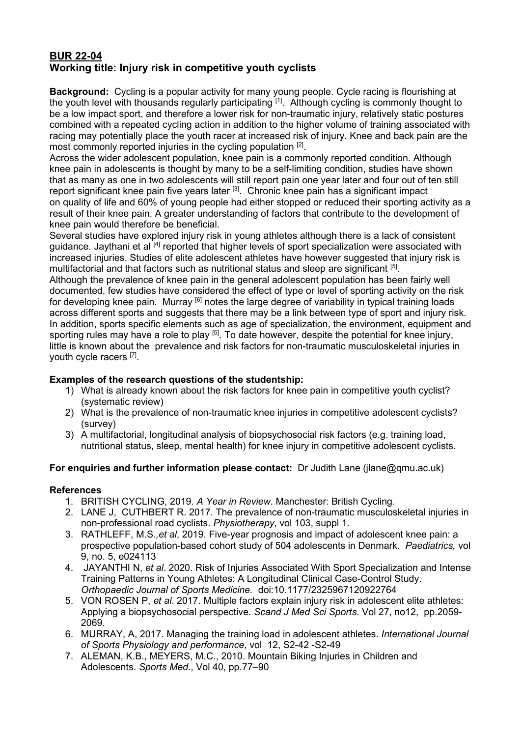## BUR 22-04
## Working title: Injury risk in competitive youth cyclists

**Background:** Cycling is a popular activity for many young people. Cycle racing is flourishing at the youth level with thousands regularly participating [1]. Although cycling is commonly thought to be a low impact sport, and therefore a lower risk for non-traumatic injury, relatively static postures combined with a repeated cycling action in addition to the higher volume of training associated with racing may potentially place the youth racer at increased risk of injury. Knee and back pain are the most commonly reported injuries in the cycling population [2].

Across the wider adolescent population, knee pain is a commonly reported condition. Although knee pain in adolescents is thought by many to be a self-limiting condition, studies have shown that as many as one in two adolescents will still report pain one year later and four out of ten still report significant knee pain five years later [3]. Chronic knee pain has a significant impact on quality of life and 60% of young people had either stopped or reduced their sporting activity as a result of their knee pain. A greater understanding of factors that contribute to the development of knee pain would therefore be beneficial.

Several studies have explored injury risk in young athletes although there is a lack of consistent guidance. Jaythani et al [4] reported that higher levels of sport specialization were associated with increased injuries. Studies of elite adolescent athletes have however suggested that injury risk is multifactorial and that factors such as nutritional status and sleep are significant [5].

Although the prevalence of knee pain in the general adolescent population has been fairly well documented, few studies have considered the effect of type or level of sporting activity on the risk for developing knee pain. Murray [6] notes the large degree of variability in typical training loads across different sports and suggests that there may be a link between type of sport and injury risk. In addition, sports specific elements such as age of specialization, the environment, equipment and sporting rules may have a role to play [5]. To date however, despite the potential for knee injury, little is known about the prevalence and risk factors for non-traumatic musculoskeletal injuries in youth cycle racers [7].

**Examples of the research questions of the studentship:**

1) What is already known about the risk factors for knee pain in competitive youth cyclist? (systematic review)
2) What is the prevalence of non-traumatic knee injuries in competitive adolescent cyclists? (survey)
3) A multifactorial, longitudinal analysis of biopsychosocial risk factors (e.g. training load, nutritional status, sleep, mental health) for knee injury in competitive adolescent cyclists.

**For enquiries and further information please contact:** Dr Judith Lane (jlane@qmu.ac.uk)

**References**

1. BRITISH CYCLING, 2019. *A Year in Review*. Manchester: British Cycling.
2. LANE J, CUTHBERT R. 2017. The prevalence of non-traumatic musculoskeletal injuries in non-professional road cyclists. *Physiotherapy*, vol 103, suppl 1.
3. RATHLEFF, M.S.*,et al*, 2019. Five-year prognosis and impact of adolescent knee pain: a prospective population-based cohort study of 504 adolescents in Denmark. *Paediatrics,* vol 9, no. 5, e024113
4. JAYANTHI N, *et al*. 2020. Risk of Injuries Associated With Sport Specialization and Intense Training Patterns in Young Athletes: A Longitudinal Clinical Case-Control Study. *Orthopaedic Journal of Sports Medicine.* doi:10.1177/2325967120922764
5. VON ROSEN P, *et al*. 2017. Multiple factors explain injury risk in adolescent elite athletes: Applying a biopsychosocial perspective. *Scand J Med Sci Sports*. Vol 27, no12, pp.2059-2069.
6. MURRAY, A, 2017. Managing the training load in adolescent athletes. *International Journal of Sports Physiology and performance*, vol 12, S2-42 -S2-49
7. ALEMAN, K.B., MEYERS, M.C., 2010. Mountain Biking Injuries in Children and Adolescents. *Sports Med*., Vol 40, pp.77–90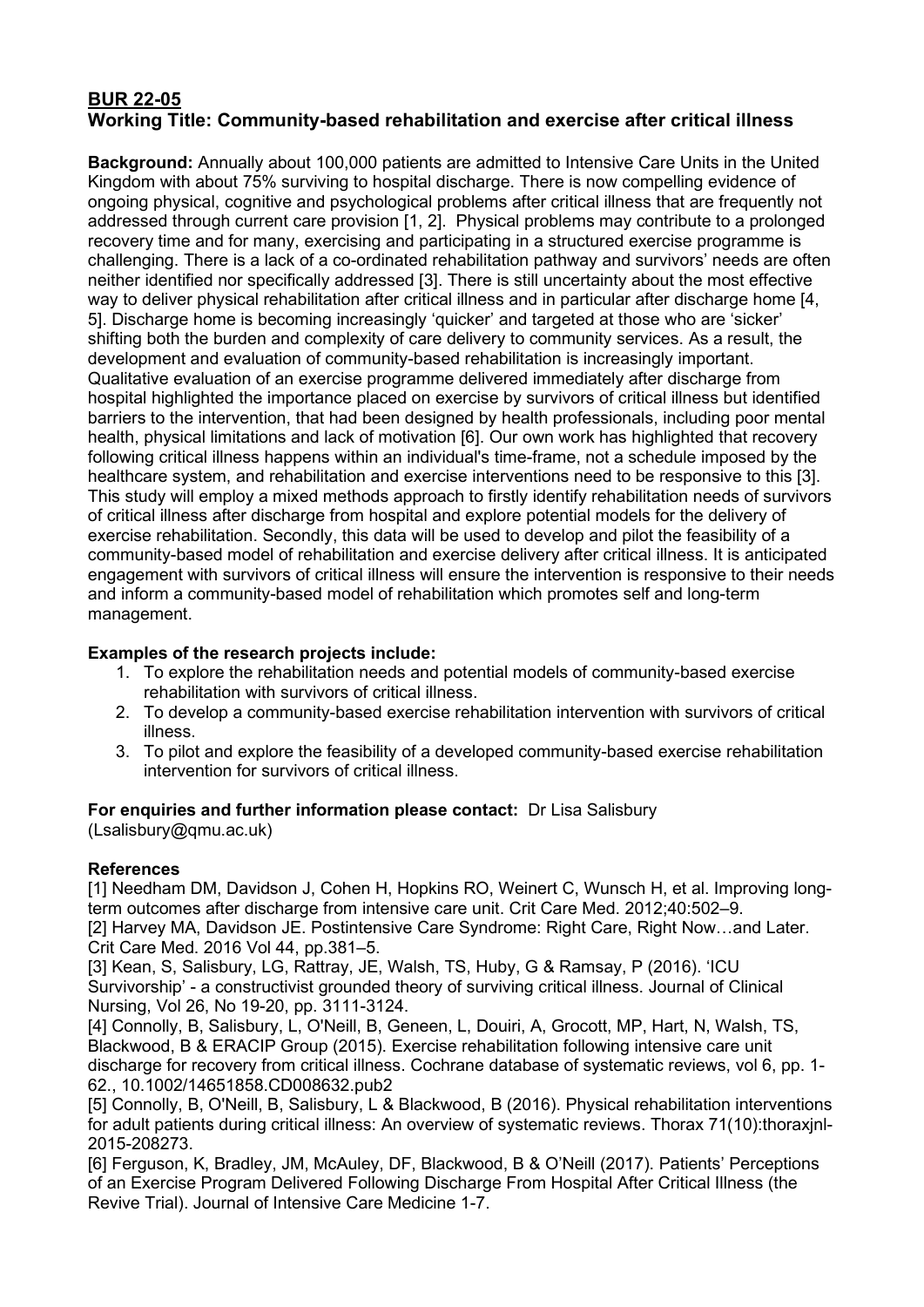## BUR 22-05
## Working Title: Community-based rehabilitation and exercise after critical illness

**Background:** Annually about 100,000 patients are admitted to Intensive Care Units in the United Kingdom with about 75% surviving to hospital discharge. There is now compelling evidence of ongoing physical, cognitive and psychological problems after critical illness that are frequently not addressed through current care provision [1, 2]. Physical problems may contribute to a prolonged recovery time and for many, exercising and participating in a structured exercise programme is challenging. There is a lack of a co-ordinated rehabilitation pathway and survivors' needs are often neither identified nor specifically addressed [3]. There is still uncertainty about the most effective way to deliver physical rehabilitation after critical illness and in particular after discharge home [4, 5]. Discharge home is becoming increasingly 'quicker' and targeted at those who are 'sicker' shifting both the burden and complexity of care delivery to community services. As a result, the development and evaluation of community-based rehabilitation is increasingly important. Qualitative evaluation of an exercise programme delivered immediately after discharge from hospital highlighted the importance placed on exercise by survivors of critical illness but identified barriers to the intervention, that had been designed by health professionals, including poor mental health, physical limitations and lack of motivation [6]. Our own work has highlighted that recovery following critical illness happens within an individual's time-frame, not a schedule imposed by the healthcare system, and rehabilitation and exercise interventions need to be responsive to this [3]. This study will employ a mixed methods approach to firstly identify rehabilitation needs of survivors of critical illness after discharge from hospital and explore potential models for the delivery of exercise rehabilitation. Secondly, this data will be used to develop and pilot the feasibility of a community-based model of rehabilitation and exercise delivery after critical illness. It is anticipated engagement with survivors of critical illness will ensure the intervention is responsive to their needs and inform a community-based model of rehabilitation which promotes self and long-term management.

**Examples of the research projects include:**

1. To explore the rehabilitation needs and potential models of community-based exercise rehabilitation with survivors of critical illness.
2. To develop a community-based exercise rehabilitation intervention with survivors of critical illness.
3. To pilot and explore the feasibility of a developed community-based exercise rehabilitation intervention for survivors of critical illness.

**For enquiries and further information please contact:** Dr Lisa Salisbury (Lsalisbury@qmu.ac.uk)

**References**

[1] Needham DM, Davidson J, Cohen H, Hopkins RO, Weinert C, Wunsch H, et al. Improving long-term outcomes after discharge from intensive care unit. Crit Care Med. 2012;40:502–9.
[2] Harvey MA, Davidson JE. Postintensive Care Syndrome: Right Care, Right Now…and Later. Crit Care Med. 2016 Vol 44, pp.381–5.
[3] Kean, S, Salisbury, LG, Rattray, JE, Walsh, TS, Huby, G & Ramsay, P (2016). 'ICU Survivorship' - a constructivist grounded theory of surviving critical illness. Journal of Clinical Nursing, Vol 26, No 19-20, pp. 3111-3124.
[4] Connolly, B, Salisbury, L, O'Neill, B, Geneen, L, Douiri, A, Grocott, MP, Hart, N, Walsh, TS, Blackwood, B & ERACIP Group (2015). Exercise rehabilitation following intensive care unit discharge for recovery from critical illness. Cochrane database of systematic reviews, vol 6, pp. 1-62., 10.1002/14651858.CD008632.pub2
[5] Connolly, B, O'Neill, B, Salisbury, L & Blackwood, B (2016). Physical rehabilitation interventions for adult patients during critical illness: An overview of systematic reviews. Thorax 71(10):thoraxjnl-2015-208273.
[6] Ferguson, K, Bradley, JM, McAuley, DF, Blackwood, B & O'Neill (2017). Patients' Perceptions of an Exercise Program Delivered Following Discharge From Hospital After Critical Illness (the Revive Trial). Journal of Intensive Care Medicine 1-7.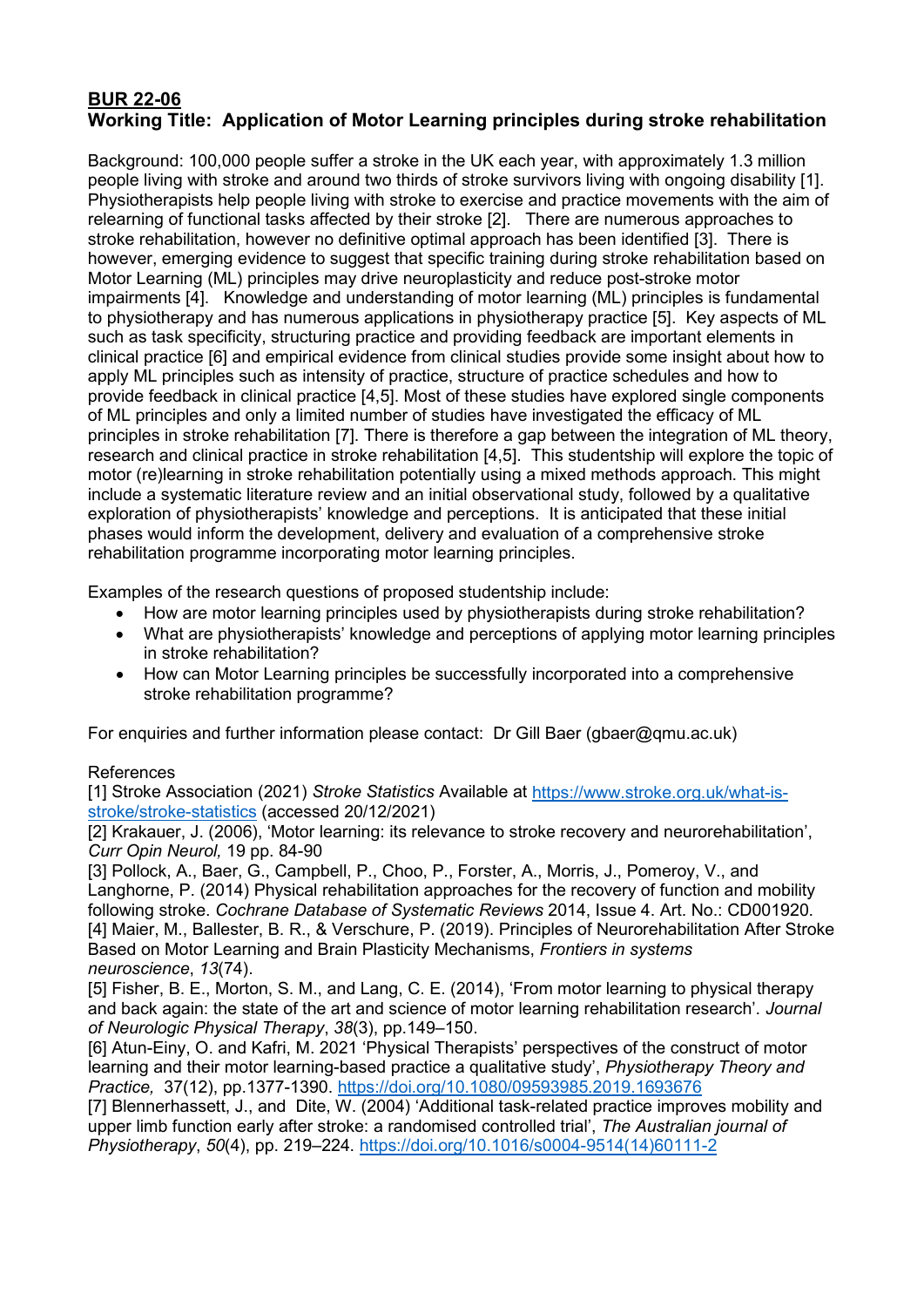## BUR 22-06

## Working Title: Application of Motor Learning principles during stroke rehabilitation

Background: 100,000 people suffer a stroke in the UK each year, with approximately 1.3 million people living with stroke and around two thirds of stroke survivors living with ongoing disability [1]. Physiotherapists help people living with stroke to exercise and practice movements with the aim of relearning of functional tasks affected by their stroke [2]. There are numerous approaches to stroke rehabilitation, however no definitive optimal approach has been identified [3]. There is however, emerging evidence to suggest that specific training during stroke rehabilitation based on Motor Learning (ML) principles may drive neuroplasticity and reduce post-stroke motor impairments [4]. Knowledge and understanding of motor learning (ML) principles is fundamental to physiotherapy and has numerous applications in physiotherapy practice [5]. Key aspects of ML such as task specificity, structuring practice and providing feedback are important elements in clinical practice [6] and empirical evidence from clinical studies provide some insight about how to apply ML principles such as intensity of practice, structure of practice schedules and how to provide feedback in clinical practice [4,5]. Most of these studies have explored single components of ML principles and only a limited number of studies have investigated the efficacy of ML principles in stroke rehabilitation [7]. There is therefore a gap between the integration of ML theory, research and clinical practice in stroke rehabilitation [4,5]. This studentship will explore the topic of motor (re)learning in stroke rehabilitation potentially using a mixed methods approach. This might include a systematic literature review and an initial observational study, followed by a qualitative exploration of physiotherapists' knowledge and perceptions. It is anticipated that these initial phases would inform the development, delivery and evaluation of a comprehensive stroke rehabilitation programme incorporating motor learning principles.

Examples of the research questions of proposed studentship include:

- How are motor learning principles used by physiotherapists during stroke rehabilitation?
- What are physiotherapists' knowledge and perceptions of applying motor learning principles in stroke rehabilitation?
- How can Motor Learning principles be successfully incorporated into a comprehensive stroke rehabilitation programme?

For enquiries and further information please contact: Dr Gill Baer (gbaer@qmu.ac.uk)

References

[1] Stroke Association (2021) *Stroke Statistics* Available at https://www.stroke.org.uk/what-is-stroke/stroke-statistics (accessed 20/12/2021)

[2] Krakauer, J. (2006), 'Motor learning: its relevance to stroke recovery and neurorehabilitation', *Curr Opin Neurol,* 19 pp. 84-90

[3] Pollock, A., Baer, G., Campbell, P., Choo, P., Forster, A., Morris, J., Pomeroy, V., and Langhorne, P. (2014) Physical rehabilitation approaches for the recovery of function and mobility following stroke. *Cochrane Database of Systematic Reviews* 2014, Issue 4. Art. No.: CD001920.

[4] Maier, M., Ballester, B. R., & Verschure, P. (2019). Principles of Neurorehabilitation After Stroke Based on Motor Learning and Brain Plasticity Mechanisms, *Frontiers in systems neuroscience*, *13*(74).

[5] Fisher, B. E., Morton, S. M., and Lang, C. E. (2014), 'From motor learning to physical therapy and back again: the state of the art and science of motor learning rehabilitation research'. *Journal of Neurologic Physical Therapy*, *38*(3), pp.149–150.

[6] Atun-Einy, O. and Kafri, M. 2021 'Physical Therapists' perspectives of the construct of motor learning and their motor learning-based practice a qualitative study', *Physiotherapy Theory and Practice,* 37(12), pp.1377-1390. https://doi.org/10.1080/09593985.2019.1693676

[7] Blennerhassett, J., and Dite, W. (2004) 'Additional task-related practice improves mobility and upper limb function early after stroke: a randomised controlled trial', *The Australian journal of Physiotherapy*, *50*(4), pp. 219–224. https://doi.org/10.1016/s0004-9514(14)60111-2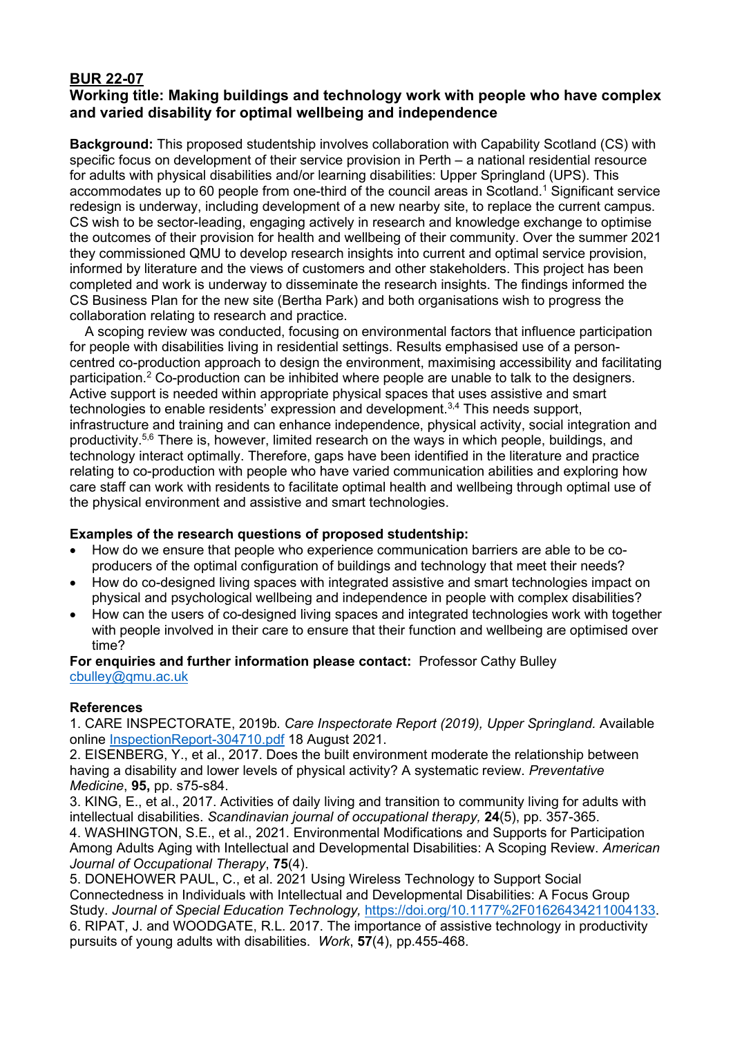## BUR 22-07

### Working title: Making buildings and technology work with people who have complex and varied disability for optimal wellbeing and independence

**Background:** This proposed studentship involves collaboration with Capability Scotland (CS) with specific focus on development of their service provision in Perth – a national residential resource for adults with physical disabilities and/or learning disabilities: Upper Springland (UPS). This accommodates up to 60 people from one-third of the council areas in Scotland.[1] Significant service redesign is underway, including development of a new nearby site, to replace the current campus. CS wish to be sector-leading, engaging actively in research and knowledge exchange to optimise the outcomes of their provision for health and wellbeing of their community. Over the summer 2021 they commissioned QMU to develop research insights into current and optimal service provision, informed by literature and the views of customers and other stakeholders. This project has been completed and work is underway to disseminate the research insights. The findings informed the CS Business Plan for the new site (Bertha Park) and both organisations wish to progress the collaboration relating to research and practice.

A scoping review was conducted, focusing on environmental factors that influence participation for people with disabilities living in residential settings. Results emphasised use of a person-centred co-production approach to design the environment, maximising accessibility and facilitating participation.[2] Co-production can be inhibited where people are unable to talk to the designers. Active support is needed within appropriate physical spaces that uses assistive and smart technologies to enable residents' expression and development.[3,4] This needs support, infrastructure and training and can enhance independence, physical activity, social integration and productivity.[5,6] There is, however, limited research on the ways in which people, buildings, and technology interact optimally. Therefore, gaps have been identified in the literature and practice relating to co-production with people who have varied communication abilities and exploring how care staff can work with residents to facilitate optimal health and wellbeing through optimal use of the physical environment and assistive and smart technologies.

**Examples of the research questions of proposed studentship:**

- How do we ensure that people who experience communication barriers are able to be co-producers of the optimal configuration of buildings and technology that meet their needs?
- How do co-designed living spaces with integrated assistive and smart technologies impact on physical and psychological wellbeing and independence in people with complex disabilities?
- How can the users of co-designed living spaces and integrated technologies work with together with people involved in their care to ensure that their function and wellbeing are optimised over time?

**For enquiries and further information please contact:** Professor Cathy Bulley [cbulley@qmu.ac.uk](mailto:cbulley@qmu.ac.uk)

**References**

1. CARE INSPECTORATE, 2019b. *Care Inspectorate Report (2019), Upper Springland*. Available online InspectionReport-304710.pdf 18 August 2021.
2. EISENBERG, Y., et al., 2017. Does the built environment moderate the relationship between having a disability and lower levels of physical activity? A systematic review. *Preventative Medicine*, **95,** pp. s75-s84.
3. KING, E., et al., 2017. Activities of daily living and transition to community living for adults with intellectual disabilities. *Scandinavian journal of occupational therapy,* **24**(5), pp. 357-365.
4. WASHINGTON, S.E., et al., 2021. Environmental Modifications and Supports for Participation Among Adults Aging with Intellectual and Developmental Disabilities: A Scoping Review. *American Journal of Occupational Therapy*, **75**(4).
5. DONEHOWER PAUL, C., et al. 2021 Using Wireless Technology to Support Social Connectedness in Individuals with Intellectual and Developmental Disabilities: A Focus Group Study. *Journal of Special Education Technology,* https://doi.org/10.1177%2F01626434211004133.
6. RIPAT, J. and WOODGATE, R.L. 2017. The importance of assistive technology in productivity pursuits of young adults with disabilities. *Work*, **57**(4), pp.455-468.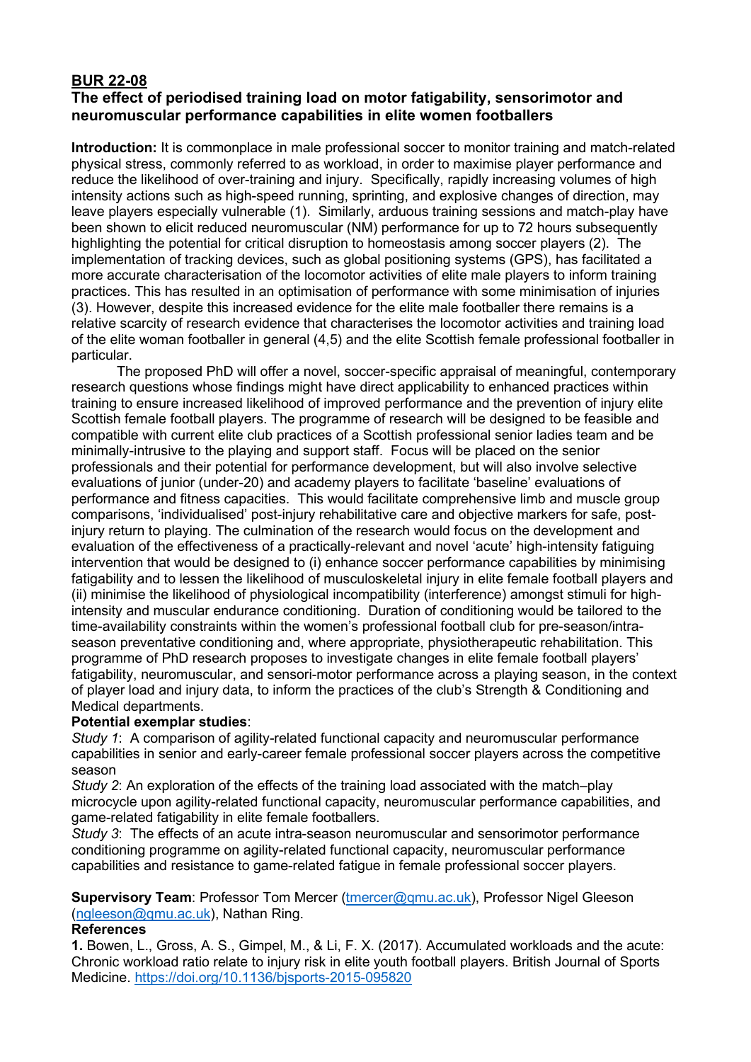## BUR 22-08

### The effect of periodised training load on motor fatigability, sensorimotor and neuromuscular performance capabilities in elite women footballers

**Introduction:** It is commonplace in male professional soccer to monitor training and match-related physical stress, commonly referred to as workload, in order to maximise player performance and reduce the likelihood of over-training and injury. Specifically, rapidly increasing volumes of high intensity actions such as high-speed running, sprinting, and explosive changes of direction, may leave players especially vulnerable (1). Similarly, arduous training sessions and match-play have been shown to elicit reduced neuromuscular (NM) performance for up to 72 hours subsequently highlighting the potential for critical disruption to homeostasis among soccer players (2). The implementation of tracking devices, such as global positioning systems (GPS), has facilitated a more accurate characterisation of the locomotor activities of elite male players to inform training practices. This has resulted in an optimisation of performance with some minimisation of injuries (3). However, despite this increased evidence for the elite male footballer there remains is a relative scarcity of research evidence that characterises the locomotor activities and training load of the elite woman footballer in general (4,5) and the elite Scottish female professional footballer in particular.

The proposed PhD will offer a novel, soccer-specific appraisal of meaningful, contemporary research questions whose findings might have direct applicability to enhanced practices within training to ensure increased likelihood of improved performance and the prevention of injury elite Scottish female football players. The programme of research will be designed to be feasible and compatible with current elite club practices of a Scottish professional senior ladies team and be minimally-intrusive to the playing and support staff. Focus will be placed on the senior professionals and their potential for performance development, but will also involve selective evaluations of junior (under-20) and academy players to facilitate 'baseline' evaluations of performance and fitness capacities. This would facilitate comprehensive limb and muscle group comparisons, 'individualised' post-injury rehabilitative care and objective markers for safe, post-injury return to playing. The culmination of the research would focus on the development and evaluation of the effectiveness of a practically-relevant and novel 'acute' high-intensity fatiguing intervention that would be designed to (i) enhance soccer performance capabilities by minimising fatigability and to lessen the likelihood of musculoskeletal injury in elite female football players and (ii) minimise the likelihood of physiological incompatibility (interference) amongst stimuli for high-intensity and muscular endurance conditioning. Duration of conditioning would be tailored to the time-availability constraints within the women's professional football club for pre-season/intra-season preventative conditioning and, where appropriate, physiotherapeutic rehabilitation. This programme of PhD research proposes to investigate changes in elite female football players' fatigability, neuromuscular, and sensori-motor performance across a playing season, in the context of player load and injury data, to inform the practices of the club's Strength & Conditioning and Medical departments.

**Potential exemplar studies**:

*Study 1*: A comparison of agility-related functional capacity and neuromuscular performance capabilities in senior and early-career female professional soccer players across the competitive season

*Study 2*: An exploration of the effects of the training load associated with the match–play microcycle upon agility-related functional capacity, neuromuscular performance capabilities, and game-related fatigability in elite female footballers.

*Study 3*: The effects of an acute intra-season neuromuscular and sensorimotor performance conditioning programme on agility-related functional capacity, neuromuscular performance capabilities and resistance to game-related fatigue in female professional soccer players.

**Supervisory Team**: Professor Tom Mercer (tmercer@qmu.ac.uk), Professor Nigel Gleeson (ngleeson@qmu.ac.uk), Nathan Ring.

**References**

**1.** Bowen, L., Gross, A. S., Gimpel, M., & Li, F. X. (2017). Accumulated workloads and the acute: Chronic workload ratio relate to injury risk in elite youth football players. British Journal of Sports Medicine. https://doi.org/10.1136/bjsports-2015-095820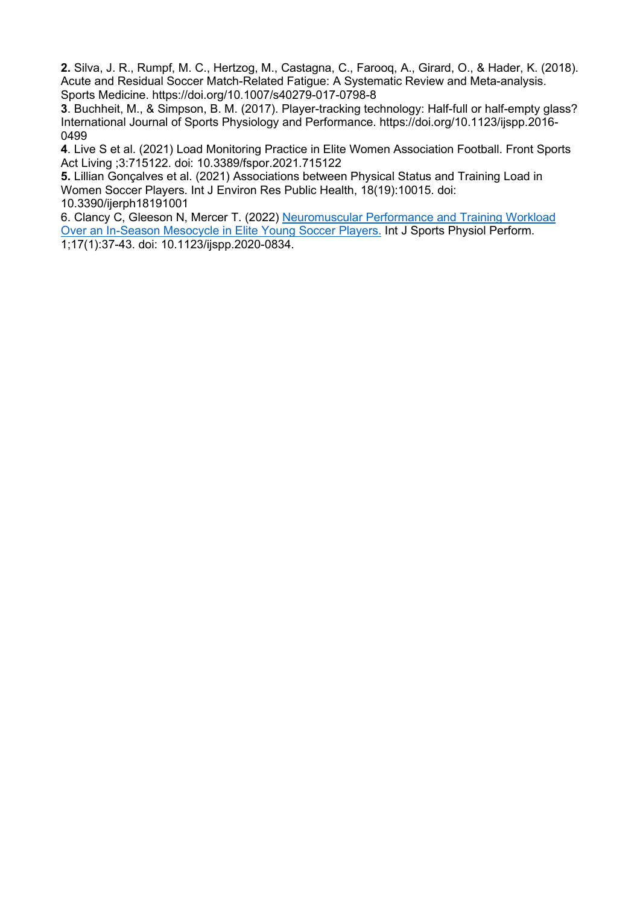**2.** Silva, J. R., Rumpf, M. C., Hertzog, M., Castagna, C., Farooq, A., Girard, O., & Hader, K. (2018). Acute and Residual Soccer Match-Related Fatigue: A Systematic Review and Meta-analysis. Sports Medicine. https://doi.org/10.1007/s40279-017-0798-8

**3**. Buchheit, M., & Simpson, B. M. (2017). Player-tracking technology: Half-full or half-empty glass? International Journal of Sports Physiology and Performance. https://doi.org/10.1123/ijspp.2016-0499

**4**. Live S et al. (2021) Load Monitoring Practice in Elite Women Association Football. Front Sports Act Living ;3:715122. doi: 10.3389/fspor.2021.715122

**5.** Lillian Gonçalves et al. (2021) Associations between Physical Status and Training Load in Women Soccer Players. Int J Environ Res Public Health, 18(19):10015. doi: 10.3390/ijerph18191001

6. Clancy C, Gleeson N, Mercer T. (2022) Neuromuscular Performance and Training Workload Over an In-Season Mesocycle in Elite Young Soccer Players. Int J Sports Physiol Perform. 1;17(1):37-43. doi: 10.1123/ijspp.2020-0834.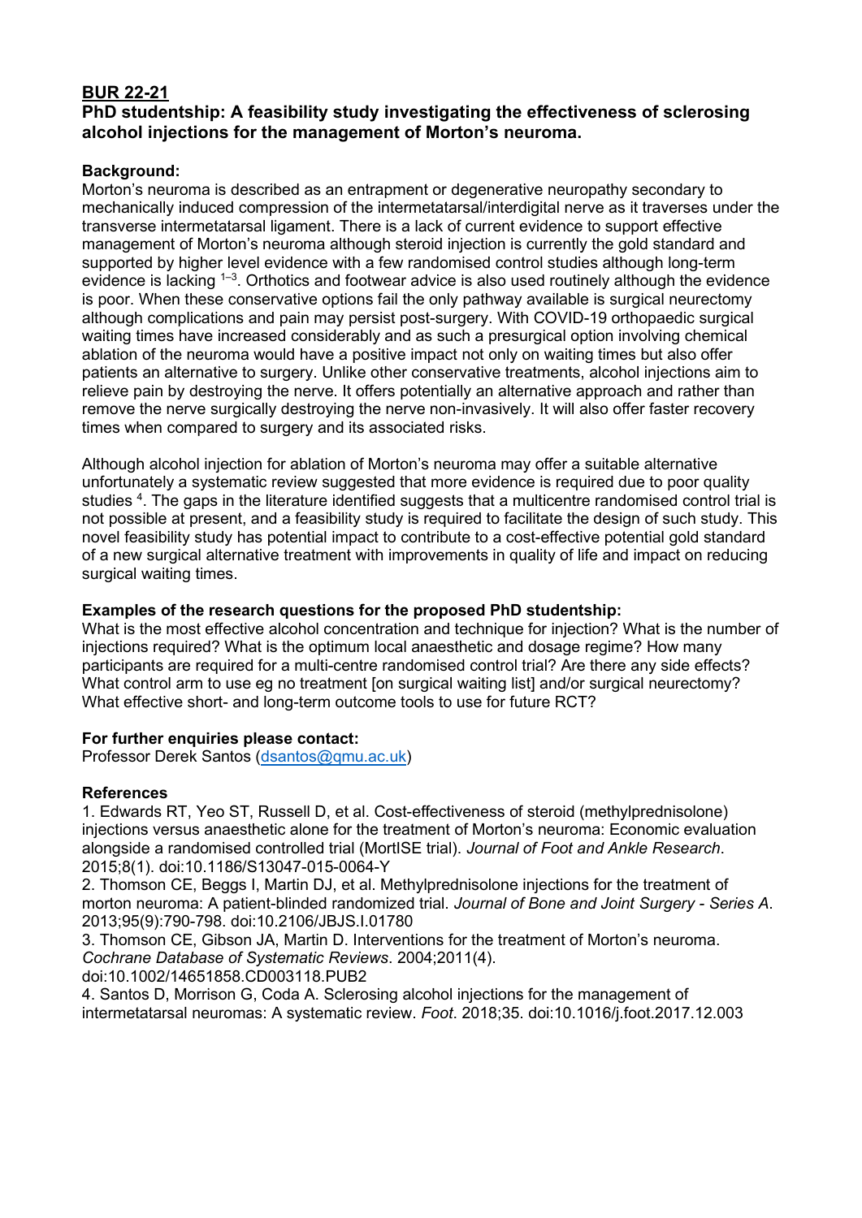## BUR 22-21

## PhD studentship: A feasibility study investigating the effectiveness of sclerosing alcohol injections for the management of Morton's neuroma.

**Background:**

Morton's neuroma is described as an entrapment or degenerative neuropathy secondary to mechanically induced compression of the intermetatarsal/interdigital nerve as it traverses under the transverse intermetatarsal ligament. There is a lack of current evidence to support effective management of Morton's neuroma although steroid injection is currently the gold standard and supported by higher level evidence with a few randomised control studies although long-term evidence is lacking [1–3]. Orthotics and footwear advice is also used routinely although the evidence is poor. When these conservative options fail the only pathway available is surgical neurectomy although complications and pain may persist post-surgery. With COVID-19 orthopaedic surgical waiting times have increased considerably and as such a presurgical option involving chemical ablation of the neuroma would have a positive impact not only on waiting times but also offer patients an alternative to surgery. Unlike other conservative treatments, alcohol injections aim to relieve pain by destroying the nerve. It offers potentially an alternative approach and rather than remove the nerve surgically destroying the nerve non-invasively. It will also offer faster recovery times when compared to surgery and its associated risks.

Although alcohol injection for ablation of Morton's neuroma may offer a suitable alternative unfortunately a systematic review suggested that more evidence is required due to poor quality studies [4]. The gaps in the literature identified suggests that a multicentre randomised control trial is not possible at present, and a feasibility study is required to facilitate the design of such study. This novel feasibility study has potential impact to contribute to a cost-effective potential gold standard of a new surgical alternative treatment with improvements in quality of life and impact on reducing surgical waiting times.

**Examples of the research questions for the proposed PhD studentship:**

What is the most effective alcohol concentration and technique for injection? What is the number of injections required? What is the optimum local anaesthetic and dosage regime? How many participants are required for a multi-centre randomised control trial? Are there any side effects? What control arm to use eg no treatment [on surgical waiting list] and/or surgical neurectomy? What effective short- and long-term outcome tools to use for future RCT?

**For further enquiries please contact:**

Professor Derek Santos (dsantos@qmu.ac.uk)

**References**

1. Edwards RT, Yeo ST, Russell D, et al. Cost-effectiveness of steroid (methylprednisolone) injections versus anaesthetic alone for the treatment of Morton's neuroma: Economic evaluation alongside a randomised controlled trial (MortISE trial). *Journal of Foot and Ankle Research*. 2015;8(1). doi:10.1186/S13047-015-0064-Y
2. Thomson CE, Beggs I, Martin DJ, et al. Methylprednisolone injections for the treatment of morton neuroma: A patient-blinded randomized trial. *Journal of Bone and Joint Surgery - Series A*. 2013;95(9):790-798. doi:10.2106/JBJS.I.01780
3. Thomson CE, Gibson JA, Martin D. Interventions for the treatment of Morton's neuroma. *Cochrane Database of Systematic Reviews*. 2004;2011(4). doi:10.1002/14651858.CD003118.PUB2
4. Santos D, Morrison G, Coda A. Sclerosing alcohol injections for the management of intermetatarsal neuromas: A systematic review. *Foot*. 2018;35. doi:10.1016/j.foot.2017.12.003